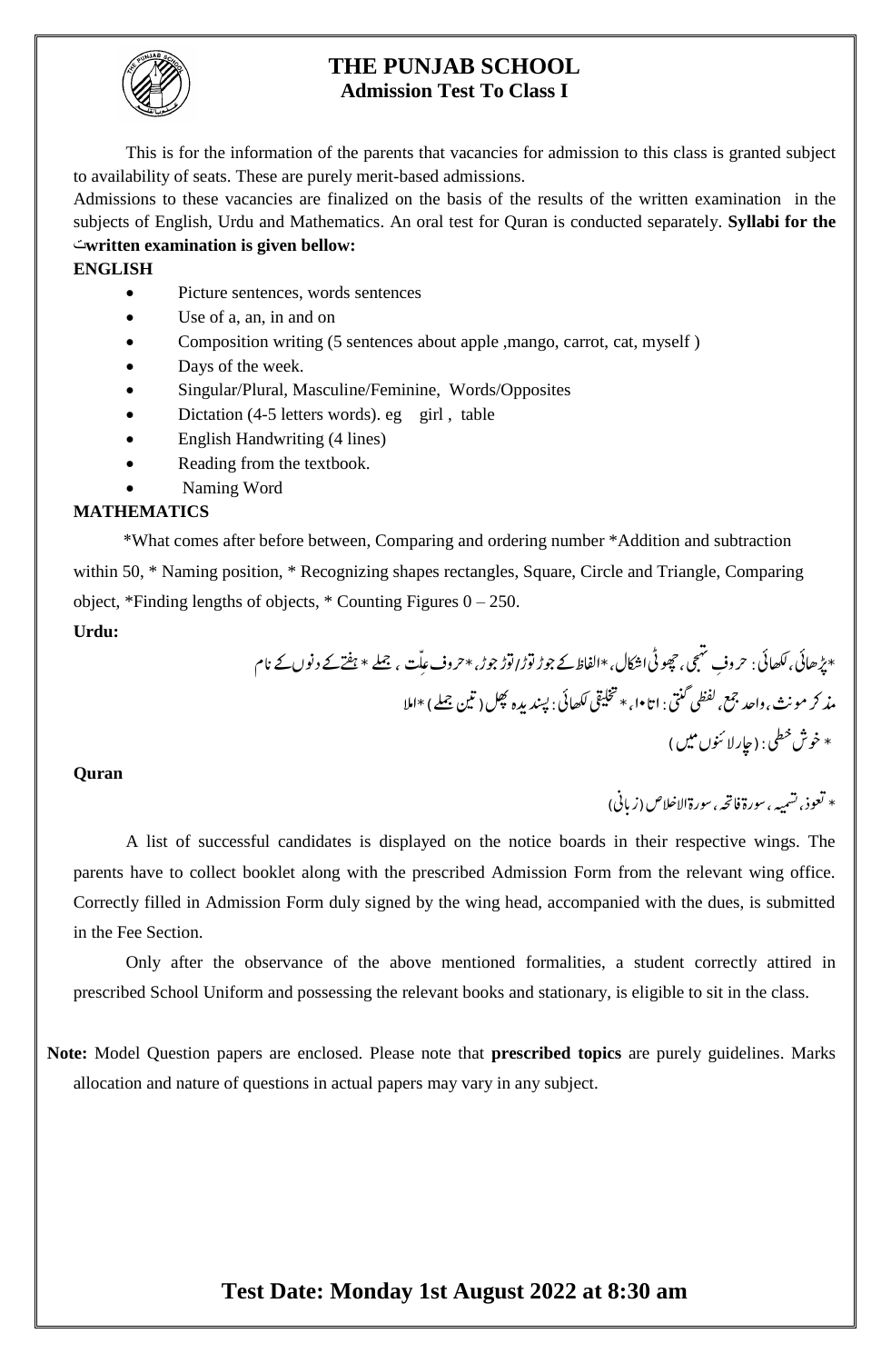# THE PUNJAB SCHOOL

## Admission Test To Class I

This is for the information of the parents that vacancies for admission to this class is granted subject to availability of seats. These are purely merit-based admissions.

Admissions to these vacancies are finalized on the basis of the results of the written examination in the subjects of English, Urdu and Mathematics. An oral test for Quran is conducted separately. **Syllabi for the written examination is given bellow:**

**ENGLISH**

- Picture sentences, words sentences
- Use of a, an, in and on
- Composition writing (5 sentences about apple ,mango, carrot, cat, myself )
- Days of the week.
- Singular/Plural, Masculine/Feminine, Words/Opposites
- Dictation (4-5 letters words). eg girl , table
- English Handwriting (4 lines)
- Reading from the textbook.
- Naming Word

**MATHEMATICS**

*What comes after before between, Comparing and ordering number *Addition and subtraction within 50, * Naming position, * Recognizing shapes rectangles, Square, Circle and Triangle, Comparing object, *Finding lengths of objects, * Counting Figures 0 – 250.

**Urdu:**

*پڑھائی، لکھائی: حروفِ تہجی، چھوٹی اشکال، *الفاظ کے جوڑ توڑ/توڑ جوڑ، *حروف علّت ، جملے * ہفتے کے دنوں کے نام
مذکر مونث، واحد جمع، لفظی گنتی: ۱تا۱۰، * تخلیقی لکھائی: پسندیدہ پھل (تین جملے) *املا
* خوش خطی: (چار لائنوں میں)

**Quran**

* تعوذ، تسمیہ، سورۃ فاتحہ، سورۃ الاخلاص (زبانی)

A list of successful candidates is displayed on the notice boards in their respective wings. The parents have to collect booklet along with the prescribed Admission Form from the relevant wing office. Correctly filled in Admission Form duly signed by the wing head, accompanied with the dues, is submitted in the Fee Section.

Only after the observance of the above mentioned formalities, a student correctly attired in prescribed School Uniform and possessing the relevant books and stationary, is eligible to sit in the class.

**Note:** Model Question papers are enclosed. Please note that **prescribed topics** are purely guidelines. Marks allocation and nature of questions in actual papers may vary in any subject.

## Test Date: Monday 1st August 2022 at 8:30 am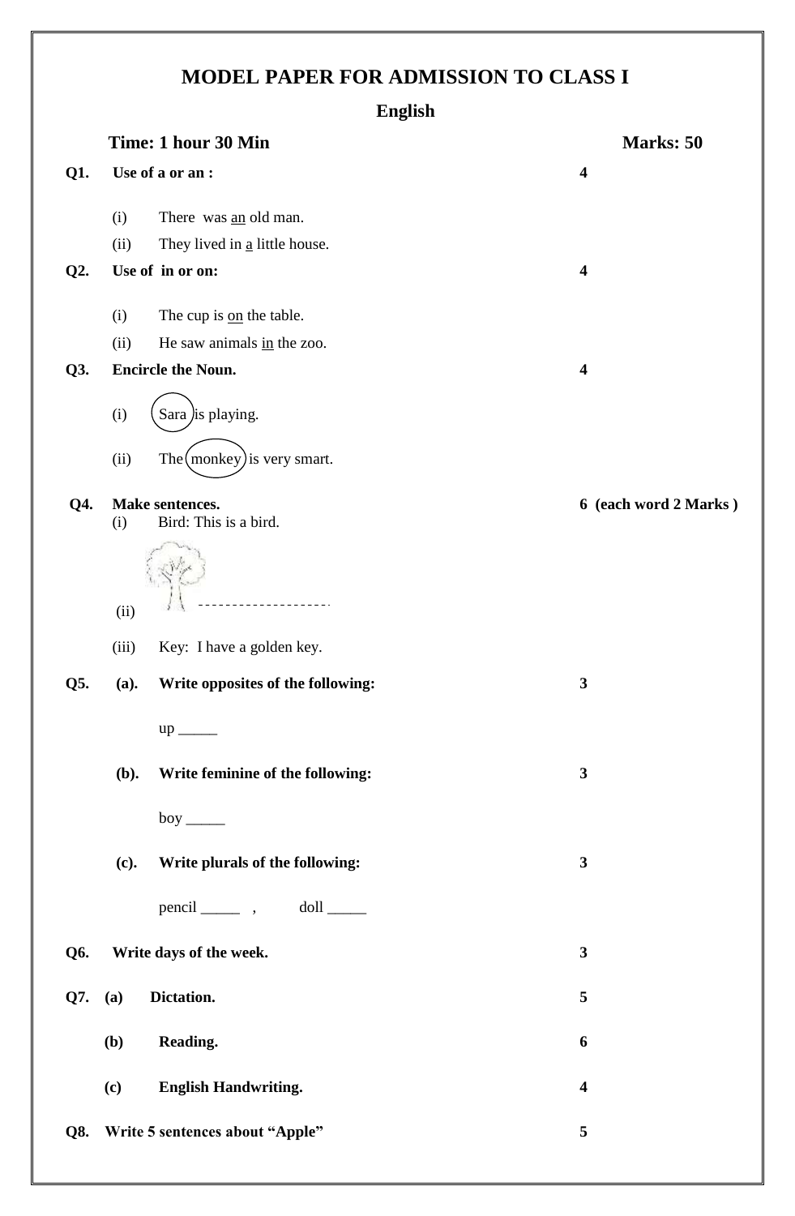# MODEL PAPER FOR ADMISSION TO CLASS I

## English

**Time: 1 hour 30 Min** **Marks: 50**

**Q1. Use of a or an :** **4**

(i) There was an old man.

(ii) They lived in a little house.

**Q2. Use of in or on:** **4**

(i) The cup is on the table.

(ii) He saw animals in the zoo.

**Q3. Encircle the Noun.** **4**

(i) Sara is playing.

(ii) The monkey is very smart.

**Q4. Make sentences.** **6 (each word 2 Marks )**

(i) Bird: This is a bird.

(ii) -------------------

(iii) Key: I have a golden key.

**Q5. (a). Write opposites of the following:** **3**

up _____

**(b). Write feminine of the following:** **3**

boy _____

**(c). Write plurals of the following:** **3**

pencil _____ , doll _____

**Q6. Write days of the week.** **3**

**Q7. (a) Dictation.** **5**

**(b) Reading.** **6**

**(c) English Handwriting.** **4**

**Q8. Write 5 sentences about "Apple"** **5**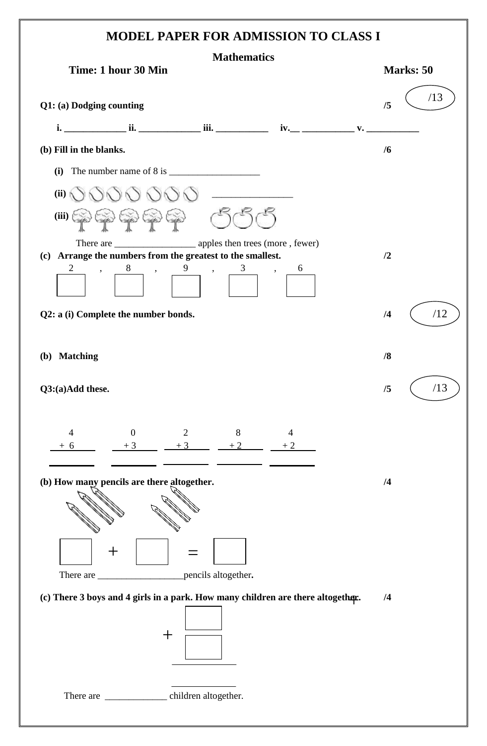# MODEL PAPER FOR ADMISSION TO CLASS I

## Mathematics

**Time: 1 hour 30 Min** **Marks: 50**

/13

**Q1: (a) Dodging counting** **/5**

**i.** _____________ **ii.** _____________ **iii.** ___________ **iv.**__ ___________ **v.** ___________

**(b) Fill in the blanks.** **/6**

**(i)** The number name of 8 is ___________________

**(ii)** _________________

**(iii)**

There are _________________ apples then trees (more , fewer)

**(c) Arrange the numbers from the greatest to the smallest.** **/2**

2 , 8 , 9 , 3 , 6

☐ ☐ ☐ ☐ ☐

/12

**Q2: a (i) Complete the number bonds.** **/4**

**(b) Matching** **/8**

/13

**Q3:(a)Add these.** **/5**

| 4 | 0 | 2 | 8 | 4 |
|---|---|---|---|---|
| + 6 | + 3 | + 3 | + 2 | + 2 |
| ____ | ____ | ____ | ____ | ____ |

**(b) How many pencils are there altogether.** **/4**

☐ + ☐ = ☐

There are __________________pencils altogether.

**(c) There 3 boys and 4 girls in a park. How many children are there altogether.** **/4**

☐
\+ ☐
_____________

_____________

There are _____________ children altogether.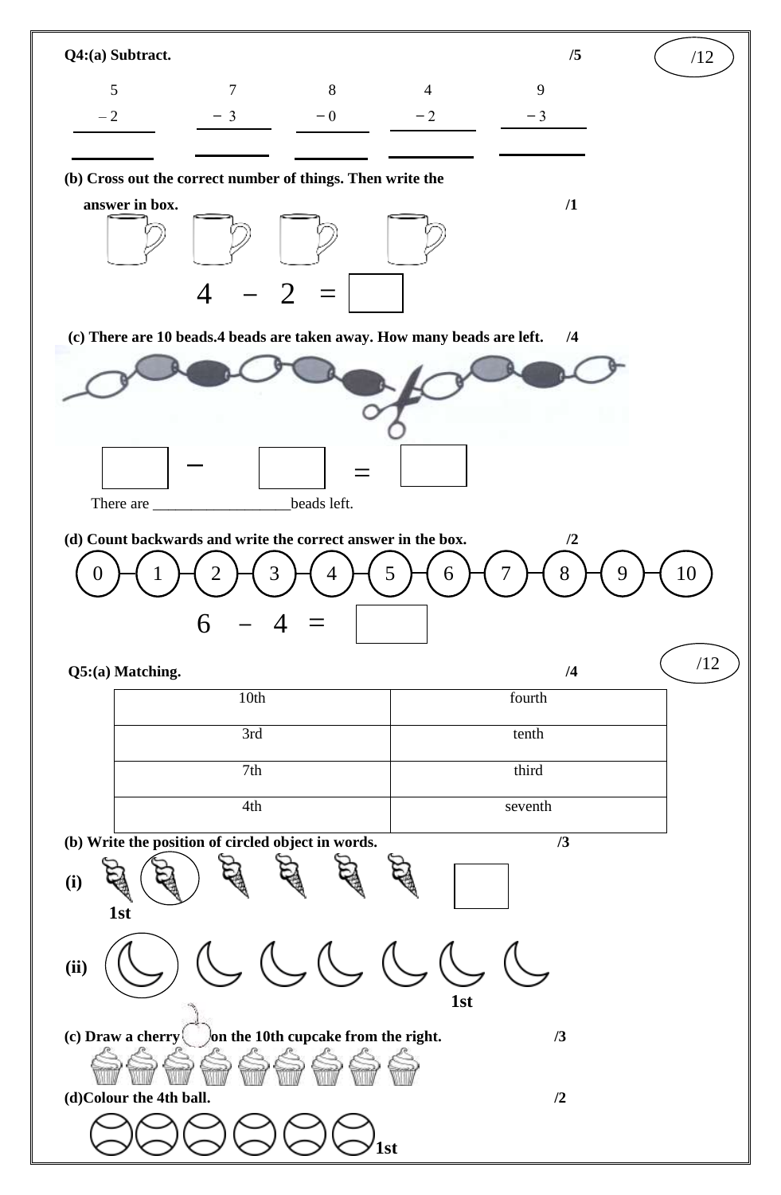/12

**Q4:(a) Subtract.** /5

| 5 | 7 | 8 | 4 | 9 |
|---|---|---|---|---|
| − 2 | − 3 | − 0 | − 2 | − 3 |
| ____ | ____ | ____ | ____ | ____ |

**(b) Cross out the correct number of things. Then write the answer in box.** /1

4 − 2 = ☐

**(c) There are 10 beads.4 beads are taken away. How many beads are left.** /4

☐ − ☐ = ☐

There are __________________beads left.

**(d) Count backwards and write the correct answer in the box.** /2

0 — 1 — 2 — 3 — 4 — 5 — 6 — 7 — 8 — 9 — 10

6 − 4 = ☐

/12

**Q5:(a) Matching.** /4

| 10th | fourth |
|---|---|
| 3rd | tenth |
| 7th | third |
| 4th | seventh |

**(b) Write the position of circled object in words.** /3

**(i)** ☐

**1st**

**(ii)**

**1st**

**(c) Draw a cherry on the 10th cupcake from the right.** /3

**(d)Colour the 4th ball.** /2

**1st**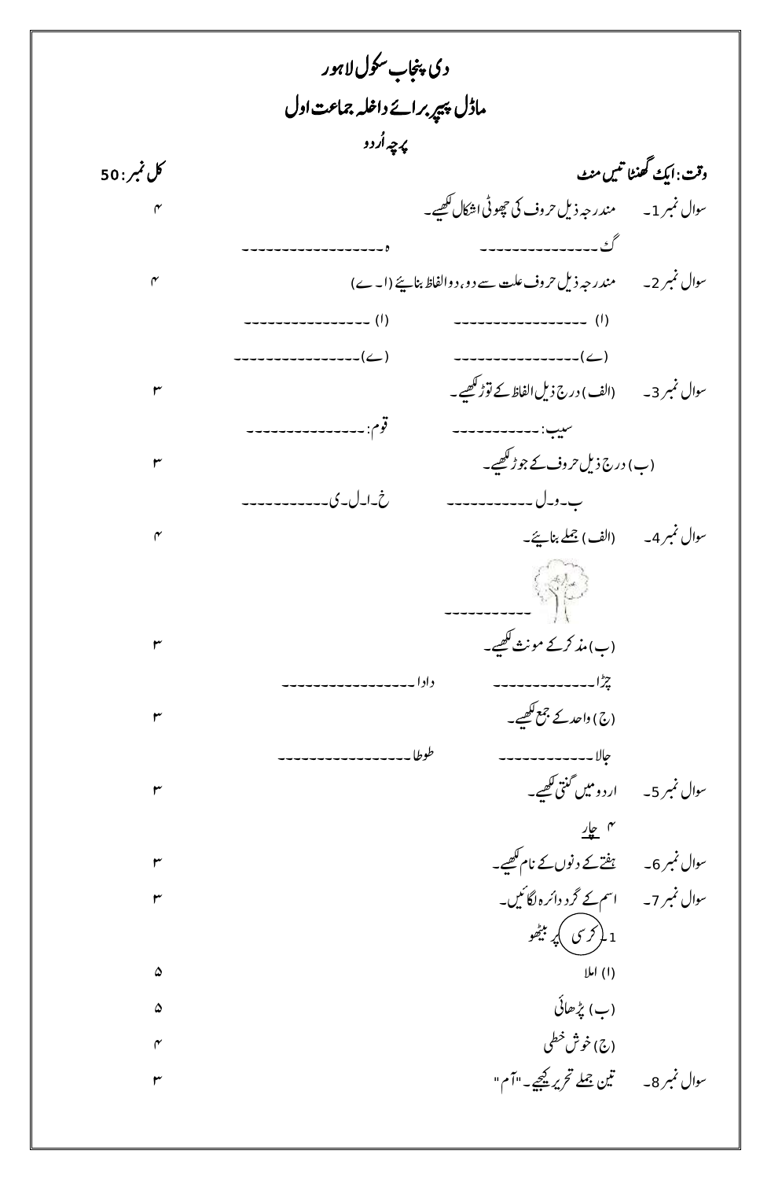# دی پنجاب سکول لاہور

## ماڈل پیپر برائے داخلہ جماعت اول

### پرچہ اُردو

**وقت: ایک گھنٹا تیس منٹ** — **کل نمبر: 50**

سوال نمبر1۔ مندرجہ ذیل حروف کی چھوٹی اشکال لکھیے۔ ۴

گ ---------------- ہ ------------------

سوال نمبر2۔ مندرجہ ذیل حروف علت سے دو، دو الفاظ بنائیے (ا۔ ے) ۴

(ا) ---------------- (ا) ----------------

(ے) ---------------- (ے) ----------------

سوال نمبر3۔ (الف) درج ذیل الفاظ کے توڑ لکھیے۔ ۳

سیب: ------------ قوم: ----------------

(ب) درج ذیل حروف کے جوڑ لکھیے۔ ۳

ب۔و۔ل ------------ خ۔ا۔ل۔ی ------------

سوال نمبر4۔ (الف) جملے بنائیے۔ ۴

------------

(ب) مذکر کے مونث لکھیے۔ ۳

چڑا ------------ دادا ------------------

(ج) واحد کے جمع لکھیے۔ ۳

جالا ------------ طوطا ------------------

سوال نمبر5۔ اردو میں گنتی لکھیے۔ ۳

۴ چار

سوال نمبر6۔ ہفتے کے دنوں کے نام لکھیے۔ ۳

سوال نمبر7۔ اسم کے گرد دائرہ لگائیں۔ ۳

1۔ کرسی پر بیٹھو

(ا) املا ۵

(ب) پڑھائی ۵

(ج) خوش خطی ۴

سوال نمبر8۔ تین جملے تحریر کیجیے۔ "آم" ۳